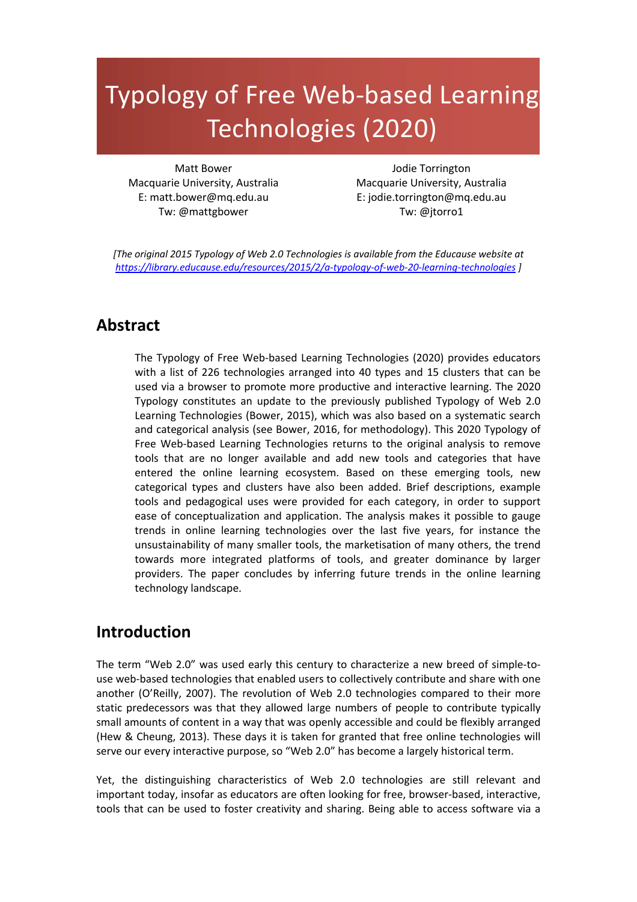# Typology of Free Web-based Learning Technologies (2020)

Matt Bower
Macquarie University, Australia
E: matt.bower@mq.edu.au
Tw: @mattgbower

Jodie Torrington
Macquarie University, Australia
E: jodie.torrington@mq.edu.au
Tw: @jtorro1

*[The original 2015 Typology of Web 2.0 Technologies is available from the Educause website at [https://library.educause.edu/resources/2015/2/a-typology-of-web-20-learning-technologies](https://library.educause.edu/resources/2015/2/a-typology-of-web-20-learning-technologies) ]*

## Abstract

The Typology of Free Web-based Learning Technologies (2020) provides educators with a list of 226 technologies arranged into 40 types and 15 clusters that can be used via a browser to promote more productive and interactive learning. The 2020 Typology constitutes an update to the previously published Typology of Web 2.0 Learning Technologies (Bower, 2015), which was also based on a systematic search and categorical analysis (see Bower, 2016, for methodology). This 2020 Typology of Free Web-based Learning Technologies returns to the original analysis to remove tools that are no longer available and add new tools and categories that have entered the online learning ecosystem. Based on these emerging tools, new categorical types and clusters have also been added. Brief descriptions, example tools and pedagogical uses were provided for each category, in order to support ease of conceptualization and application. The analysis makes it possible to gauge trends in online learning technologies over the last five years, for instance the unsustainability of many smaller tools, the marketisation of many others, the trend towards more integrated platforms of tools, and greater dominance by larger providers. The paper concludes by inferring future trends in the online learning technology landscape.

## Introduction

The term "Web 2.0" was used early this century to characterize a new breed of simple-to-use web-based technologies that enabled users to collectively contribute and share with one another (O'Reilly, 2007). The revolution of Web 2.0 technologies compared to their more static predecessors was that they allowed large numbers of people to contribute typically small amounts of content in a way that was openly accessible and could be flexibly arranged (Hew & Cheung, 2013). These days it is taken for granted that free online technologies will serve our every interactive purpose, so "Web 2.0" has become a largely historical term.

Yet, the distinguishing characteristics of Web 2.0 technologies are still relevant and important today, insofar as educators are often looking for free, browser-based, interactive, tools that can be used to foster creativity and sharing. Being able to access software via a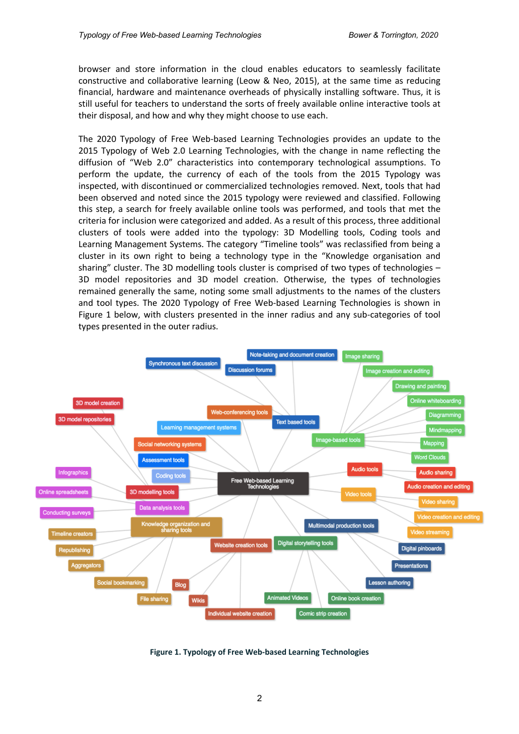browser and store information in the cloud enables educators to seamlessly facilitate constructive and collaborative learning (Leow & Neo, 2015), at the same time as reducing financial, hardware and maintenance overheads of physically installing software. Thus, it is still useful for teachers to understand the sorts of freely available online interactive tools at their disposal, and how and why they might choose to use each.

The 2020 Typology of Free Web-based Learning Technologies provides an update to the 2015 Typology of Web 2.0 Learning Technologies, with the change in name reflecting the diffusion of "Web 2.0" characteristics into contemporary technological assumptions. To perform the update, the currency of each of the tools from the 2015 Typology was inspected, with discontinued or commercialized technologies removed. Next, tools that had been observed and noted since the 2015 typology were reviewed and classified. Following this step, a search for freely available online tools was performed, and tools that met the criteria for inclusion were categorized and added. As a result of this process, three additional clusters of tools were added into the typology: 3D Modelling tools, Coding tools and Learning Management Systems. The category "Timeline tools" was reclassified from being a cluster in its own right to being a technology type in the "Knowledge organisation and sharing" cluster. The 3D modelling tools cluster is comprised of two types of technologies – 3D model repositories and 3D model creation. Otherwise, the types of technologies remained generally the same, noting some small adjustments to the names of the clusters and tool types. The 2020 Typology of Free Web-based Learning Technologies is shown in Figure 1 below, with clusters presented in the inner radius and any sub-categories of tool types presented in the outer radius.

Free Web-based Learning Technologies

Text based tools
Synchronous text discussion
Discussion forums
Note-taking and document creation

Image-based tools
Image sharing
Image creation and editing
Drawing and painting
Online whiteboarding
Diagramming
Mindmapping
Mapping
Word Clouds

Audio tools
Audio sharing
Audio creation and editing

Video tools
Video sharing
Video creation and editing
Video streaming

Multimodal production tools
Digital pinboards
Presentations
Lesson authoring

Digital storytelling tools
Animated Videos
Online book creation
Comic strip creation

Website creation tools
Blog
Wikis
Individual website creation

Knowledge organization and sharing tools
Timeline creators
Republishing
Aggregators
Social bookmarking
File sharing

Data analysis tools
Infographics
Online spreadsheets
Conducting surveys

3D modelling tools
3D model creation
3D model repositories

Coding tools

Assessment tools

Social networking systems

Learning management systems

Web-conferencing tools

Figure 1. Typology of Free Web-based Learning Technologies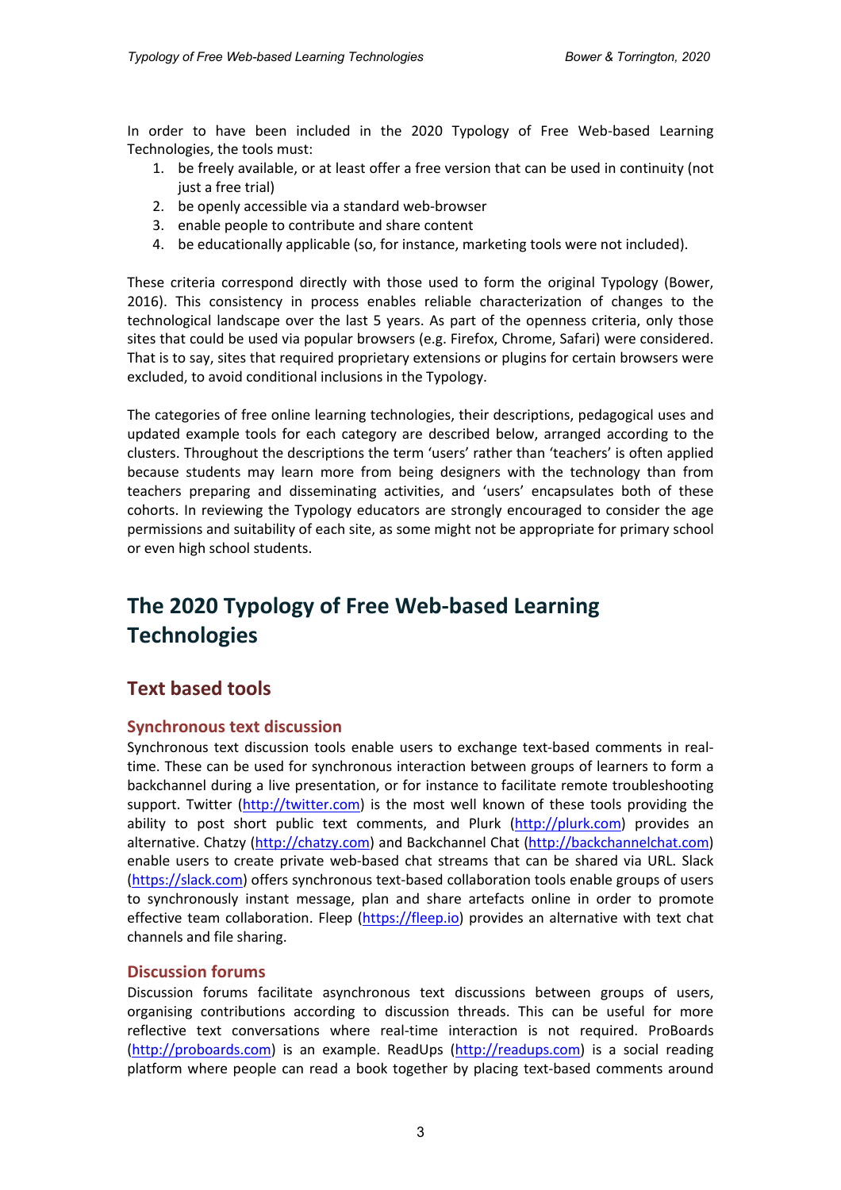In order to have been included in the 2020 Typology of Free Web-based Learning Technologies, the tools must:

1. be freely available, or at least offer a free version that can be used in continuity (not just a free trial)
2. be openly accessible via a standard web-browser
3. enable people to contribute and share content
4. be educationally applicable (so, for instance, marketing tools were not included).

These criteria correspond directly with those used to form the original Typology (Bower, 2016). This consistency in process enables reliable characterization of changes to the technological landscape over the last 5 years. As part of the openness criteria, only those sites that could be used via popular browsers (e.g. Firefox, Chrome, Safari) were considered. That is to say, sites that required proprietary extensions or plugins for certain browsers were excluded, to avoid conditional inclusions in the Typology.

The categories of free online learning technologies, their descriptions, pedagogical uses and updated example tools for each category are described below, arranged according to the clusters. Throughout the descriptions the term 'users' rather than 'teachers' is often applied because students may learn more from being designers with the technology than from teachers preparing and disseminating activities, and 'users' encapsulates both of these cohorts. In reviewing the Typology educators are strongly encouraged to consider the age permissions and suitability of each site, as some might not be appropriate for primary school or even high school students.

# The 2020 Typology of Free Web-based Learning Technologies

## Text based tools

### Synchronous text discussion

Synchronous text discussion tools enable users to exchange text-based comments in real-time. These can be used for synchronous interaction between groups of learners to form a backchannel during a live presentation, or for instance to facilitate remote troubleshooting support. Twitter (http://twitter.com) is the most well known of these tools providing the ability to post short public text comments, and Plurk (http://plurk.com) provides an alternative. Chatzy (http://chatzy.com) and Backchannel Chat (http://backchannelchat.com) enable users to create private web-based chat streams that can be shared via URL. Slack (https://slack.com) offers synchronous text-based collaboration tools enable groups of users to synchronously instant message, plan and share artefacts online in order to promote effective team collaboration. Fleep (https://fleep.io) provides an alternative with text chat channels and file sharing.

### Discussion forums

Discussion forums facilitate asynchronous text discussions between groups of users, organising contributions according to discussion threads. This can be useful for more reflective text conversations where real-time interaction is not required. ProBoards (http://proboards.com) is an example. ReadUps (http://readups.com) is a social reading platform where people can read a book together by placing text-based comments around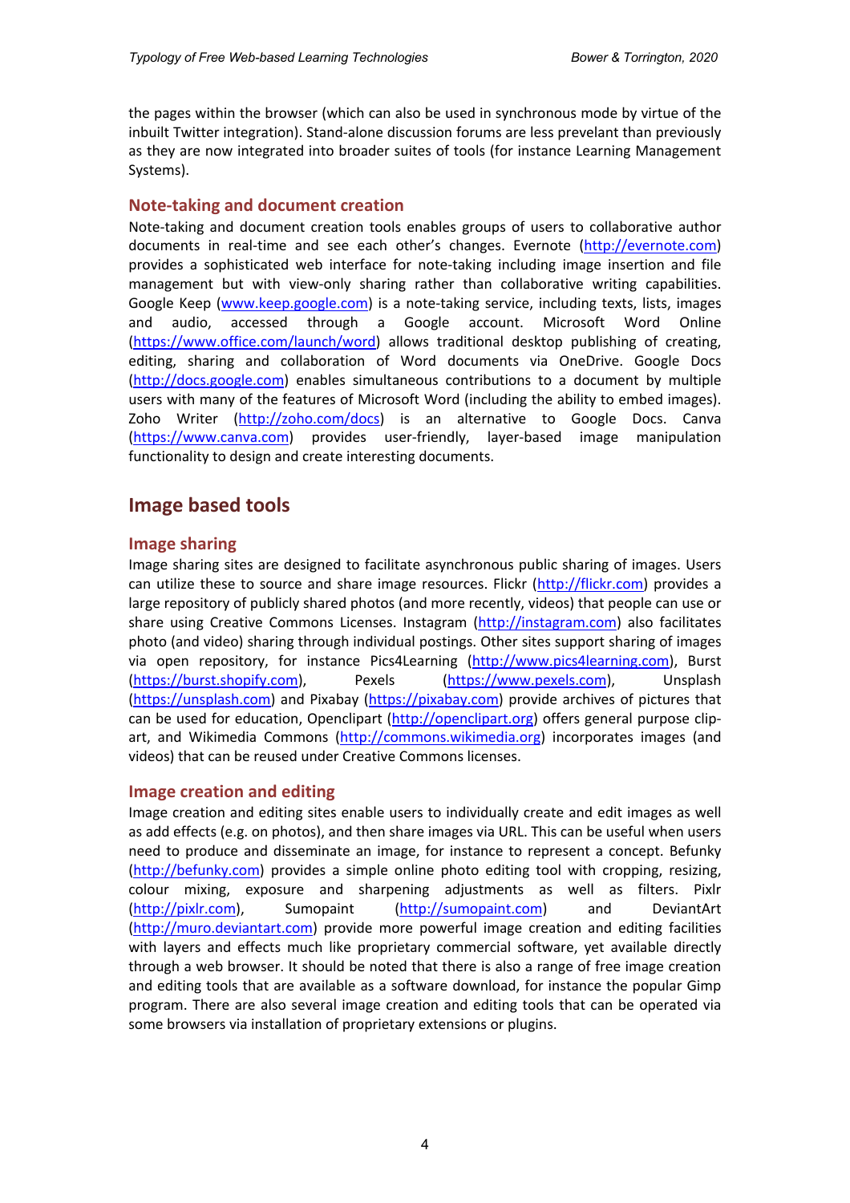the pages within the browser (which can also be used in synchronous mode by virtue of the inbuilt Twitter integration). Stand-alone discussion forums are less prevelant than previously as they are now integrated into broader suites of tools (for instance Learning Management Systems).

### Note-taking and document creation

Note-taking and document creation tools enables groups of users to collaborative author documents in real-time and see each other's changes. Evernote (http://evernote.com) provides a sophisticated web interface for note-taking including image insertion and file management but with view-only sharing rather than collaborative writing capabilities. Google Keep (www.keep.google.com) is a note-taking service, including texts, lists, images and audio, accessed through a Google account. Microsoft Word Online (https://www.office.com/launch/word) allows traditional desktop publishing of creating, editing, sharing and collaboration of Word documents via OneDrive. Google Docs (http://docs.google.com) enables simultaneous contributions to a document by multiple users with many of the features of Microsoft Word (including the ability to embed images). Zoho Writer (http://zoho.com/docs) is an alternative to Google Docs. Canva (https://www.canva.com) provides user-friendly, layer-based image manipulation functionality to design and create interesting documents.

## Image based tools

### Image sharing

Image sharing sites are designed to facilitate asynchronous public sharing of images. Users can utilize these to source and share image resources. Flickr (http://flickr.com) provides a large repository of publicly shared photos (and more recently, videos) that people can use or share using Creative Commons Licenses. Instagram (http://instagram.com) also facilitates photo (and video) sharing through individual postings. Other sites support sharing of images via open repository, for instance Pics4Learning (http://www.pics4learning.com), Burst (https://burst.shopify.com), Pexels (https://www.pexels.com), Unsplash (https://unsplash.com) and Pixabay (https://pixabay.com) provide archives of pictures that can be used for education, Openclipart (http://openclipart.org) offers general purpose clip-art, and Wikimedia Commons (http://commons.wikimedia.org) incorporates images (and videos) that can be reused under Creative Commons licenses.

### Image creation and editing

Image creation and editing sites enable users to individually create and edit images as well as add effects (e.g. on photos), and then share images via URL. This can be useful when users need to produce and disseminate an image, for instance to represent a concept. Befunky (http://befunky.com) provides a simple online photo editing tool with cropping, resizing, colour mixing, exposure and sharpening adjustments as well as filters. Pixlr (http://pixlr.com), Sumopaint (http://sumopaint.com) and DeviantArt (http://muro.deviantart.com) provide more powerful image creation and editing facilities with layers and effects much like proprietary commercial software, yet available directly through a web browser. It should be noted that there is also a range of free image creation and editing tools that are available as a software download, for instance the popular Gimp program. There are also several image creation and editing tools that can be operated via some browsers via installation of proprietary extensions or plugins.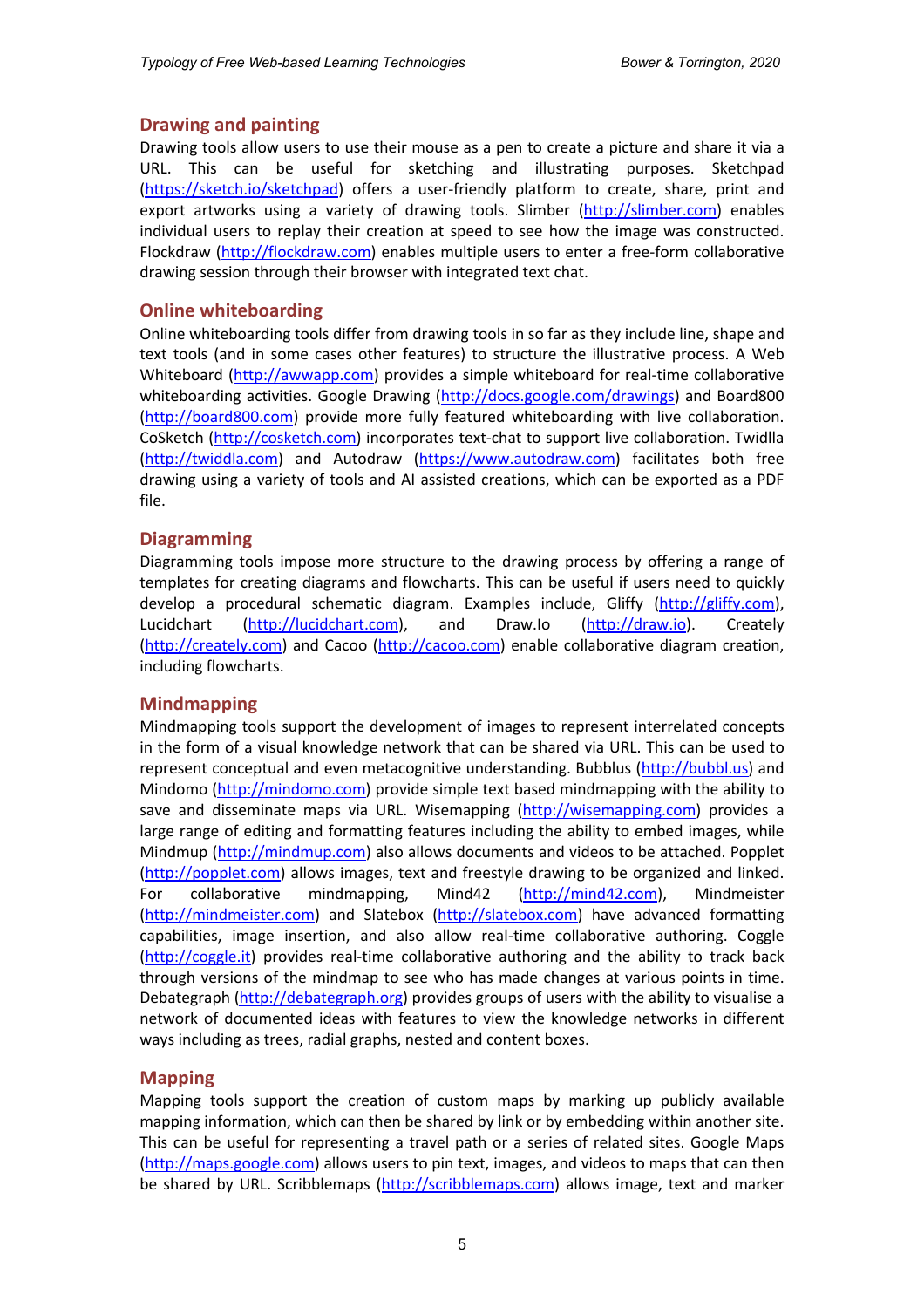## Drawing and painting

Drawing tools allow users to use their mouse as a pen to create a picture and share it via a URL. This can be useful for sketching and illustrating purposes. Sketchpad (https://sketch.io/sketchpad) offers a user-friendly platform to create, share, print and export artworks using a variety of drawing tools. Slimber (http://slimber.com) enables individual users to replay their creation at speed to see how the image was constructed. Flockdraw (http://flockdraw.com) enables multiple users to enter a free-form collaborative drawing session through their browser with integrated text chat.

## Online whiteboarding

Online whiteboarding tools differ from drawing tools in so far as they include line, shape and text tools (and in some cases other features) to structure the illustrative process. A Web Whiteboard (http://awwapp.com) provides a simple whiteboard for real-time collaborative whiteboarding activities. Google Drawing (http://docs.google.com/drawings) and Board800 (http://board800.com) provide more fully featured whiteboarding with live collaboration. CoSketch (http://cosketch.com) incorporates text-chat to support live collaboration. Twidlla (http://twiddla.com) and Autodraw (https://www.autodraw.com) facilitates both free drawing using a variety of tools and AI assisted creations, which can be exported as a PDF file.

## Diagramming

Diagramming tools impose more structure to the drawing process by offering a range of templates for creating diagrams and flowcharts. This can be useful if users need to quickly develop a procedural schematic diagram. Examples include, Gliffy (http://gliffy.com), Lucidchart (http://lucidchart.com), and Draw.Io (http://draw.io). Creately (http://creately.com) and Cacoo (http://cacoo.com) enable collaborative diagram creation, including flowcharts.

## Mindmapping

Mindmapping tools support the development of images to represent interrelated concepts in the form of a visual knowledge network that can be shared via URL. This can be used to represent conceptual and even metacognitive understanding. Bubblus (http://bubbl.us) and Mindomo (http://mindomo.com) provide simple text based mindmapping with the ability to save and disseminate maps via URL. Wisemapping (http://wisemapping.com) provides a large range of editing and formatting features including the ability to embed images, while Mindmup (http://mindmup.com) also allows documents and videos to be attached. Popplet (http://popplet.com) allows images, text and freestyle drawing to be organized and linked. For collaborative mindmapping, Mind42 (http://mind42.com), Mindmeister (http://mindmeister.com) and Slatebox (http://slatebox.com) have advanced formatting capabilities, image insertion, and also allow real-time collaborative authoring. Coggle (http://coggle.it) provides real-time collaborative authoring and the ability to track back through versions of the mindmap to see who has made changes at various points in time. Debategraph (http://debategraph.org) provides groups of users with the ability to visualise a network of documented ideas with features to view the knowledge networks in different ways including as trees, radial graphs, nested and content boxes.

## Mapping

Mapping tools support the creation of custom maps by marking up publicly available mapping information, which can then be shared by link or by embedding within another site. This can be useful for representing a travel path or a series of related sites. Google Maps (http://maps.google.com) allows users to pin text, images, and videos to maps that can then be shared by URL. Scribblemaps (http://scribblemaps.com) allows image, text and marker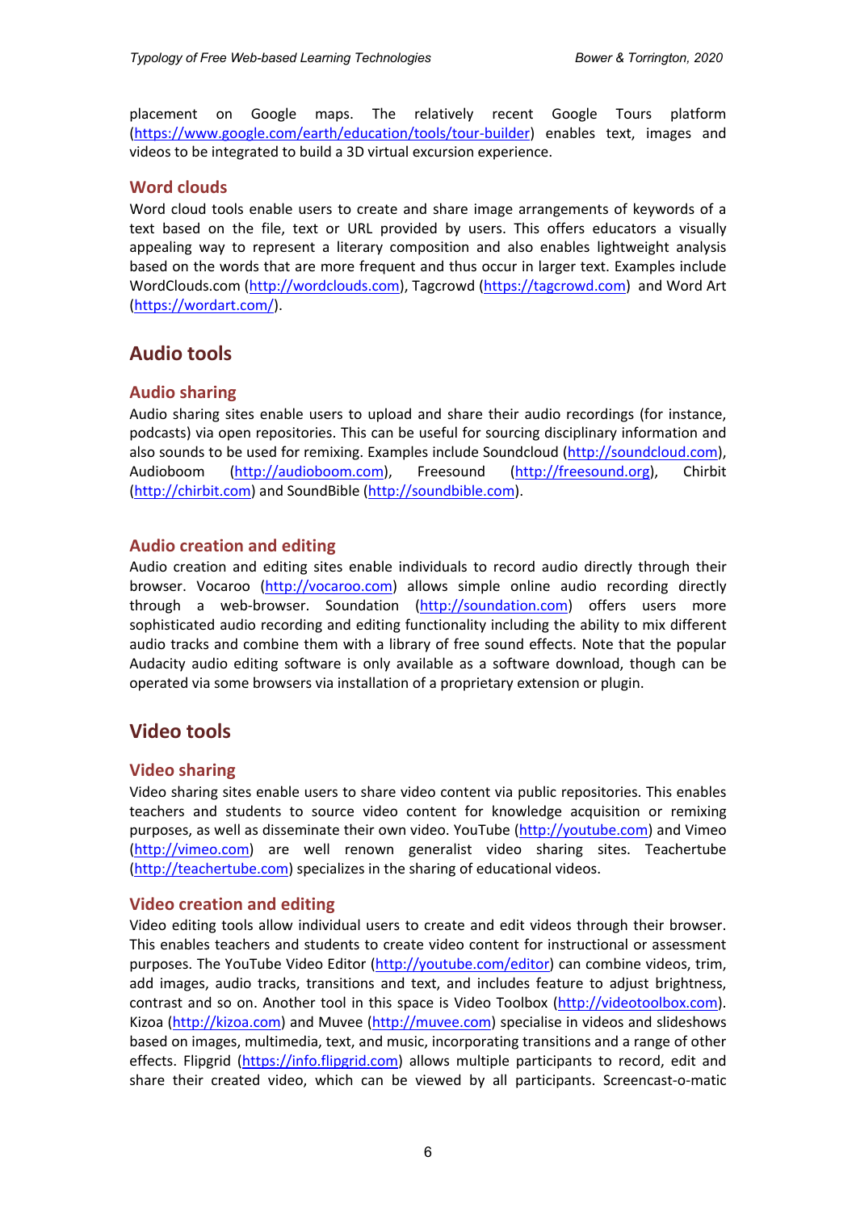placement on Google maps. The relatively recent Google Tours platform (https://www.google.com/earth/education/tools/tour-builder) enables text, images and videos to be integrated to build a 3D virtual excursion experience.

### Word clouds

Word cloud tools enable users to create and share image arrangements of keywords of a text based on the file, text or URL provided by users. This offers educators a visually appealing way to represent a literary composition and also enables lightweight analysis based on the words that are more frequent and thus occur in larger text. Examples include WordClouds.com (http://wordclouds.com), Tagcrowd (https://tagcrowd.com) and Word Art (https://wordart.com/).

## Audio tools

### Audio sharing

Audio sharing sites enable users to upload and share their audio recordings (for instance, podcasts) via open repositories. This can be useful for sourcing disciplinary information and also sounds to be used for remixing. Examples include Soundcloud (http://soundcloud.com), Audioboom (http://audioboom.com), Freesound (http://freesound.org), Chirbit (http://chirbit.com) and SoundBible (http://soundbible.com).

### Audio creation and editing

Audio creation and editing sites enable individuals to record audio directly through their browser. Vocaroo (http://vocaroo.com) allows simple online audio recording directly through a web-browser. Soundation (http://soundation.com) offers users more sophisticated audio recording and editing functionality including the ability to mix different audio tracks and combine them with a library of free sound effects. Note that the popular Audacity audio editing software is only available as a software download, though can be operated via some browsers via installation of a proprietary extension or plugin.

## Video tools

### Video sharing

Video sharing sites enable users to share video content via public repositories. This enables teachers and students to source video content for knowledge acquisition or remixing purposes, as well as disseminate their own video. YouTube (http://youtube.com) and Vimeo (http://vimeo.com) are well renown generalist video sharing sites. Teachertube (http://teachertube.com) specializes in the sharing of educational videos.

### Video creation and editing

Video editing tools allow individual users to create and edit videos through their browser. This enables teachers and students to create video content for instructional or assessment purposes. The YouTube Video Editor (http://youtube.com/editor) can combine videos, trim, add images, audio tracks, transitions and text, and includes feature to adjust brightness, contrast and so on. Another tool in this space is Video Toolbox (http://videotoolbox.com). Kizoa (http://kizoa.com) and Muvee (http://muvee.com) specialise in videos and slideshows based on images, multimedia, text, and music, incorporating transitions and a range of other effects. Flipgrid (https://info.flipgrid.com) allows multiple participants to record, edit and share their created video, which can be viewed by all participants. Screencast-o-matic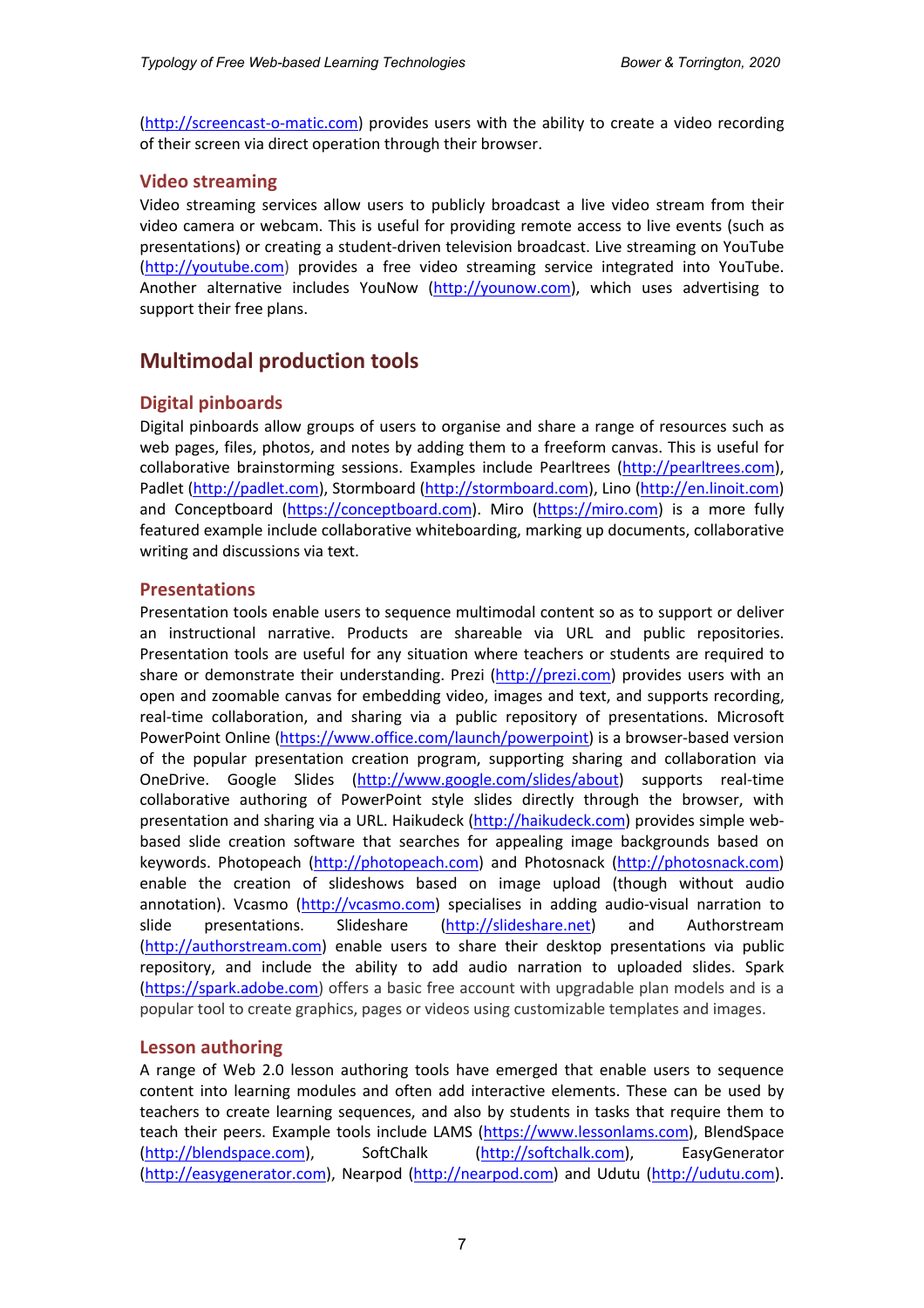(http://screencast-o-matic.com) provides users with the ability to create a video recording of their screen via direct operation through their browser.

### Video streaming

Video streaming services allow users to publicly broadcast a live video stream from their video camera or webcam. This is useful for providing remote access to live events (such as presentations) or creating a student-driven television broadcast. Live streaming on YouTube (http://youtube.com) provides a free video streaming service integrated into YouTube. Another alternative includes YouNow (http://younow.com), which uses advertising to support their free plans.

## Multimodal production tools

### Digital pinboards

Digital pinboards allow groups of users to organise and share a range of resources such as web pages, files, photos, and notes by adding them to a freeform canvas. This is useful for collaborative brainstorming sessions. Examples include Pearltrees (http://pearltrees.com), Padlet (http://padlet.com), Stormboard (http://stormboard.com), Lino (http://en.linoit.com) and Conceptboard (https://conceptboard.com). Miro (https://miro.com) is a more fully featured example include collaborative whiteboarding, marking up documents, collaborative writing and discussions via text.

### Presentations

Presentation tools enable users to sequence multimodal content so as to support or deliver an instructional narrative. Products are shareable via URL and public repositories. Presentation tools are useful for any situation where teachers or students are required to share or demonstrate their understanding. Prezi (http://prezi.com) provides users with an open and zoomable canvas for embedding video, images and text, and supports recording, real-time collaboration, and sharing via a public repository of presentations. Microsoft PowerPoint Online (https://www.office.com/launch/powerpoint) is a browser-based version of the popular presentation program, supporting sharing and collaboration via OneDrive. Google Slides (http://www.google.com/slides/about) supports real-time collaborative authoring of PowerPoint style slides directly through the browser, with presentation and sharing via a URL. Haikudeck (http://haikudeck.com) provides simple web-based slide creation software that searches for appealing image backgrounds based on keywords. Photopeach (http://photopeach.com) and Photosnack (http://photosnack.com) enable the creation of slideshows based on image upload (though without audio annotation). Vcasmo (http://vcasmo.com) specialises in adding audio-visual narration to slide presentations. Slideshare (http://slideshare.net) and Authorstream (http://authorstream.com) enable users to share their desktop presentations via public repository, and include the ability to add audio narration to uploaded slides. Spark (https://spark.adobe.com) offers a basic free account with upgradable plan models and is a popular tool to create graphics, pages or videos using customizable templates and images.

### Lesson authoring

A range of Web 2.0 lesson authoring tools have emerged that enable users to sequence content into learning modules and often add interactive elements. These can be used by teachers to create learning sequences, and also by students in tasks that require them to teach their peers. Example tools include LAMS (https://www.lessonlams.com), BlendSpace (http://blendspace.com), SoftChalk (http://softchalk.com), EasyGenerator (http://easygenerator.com), Nearpod (http://nearpod.com) and Udutu (http://udutu.com).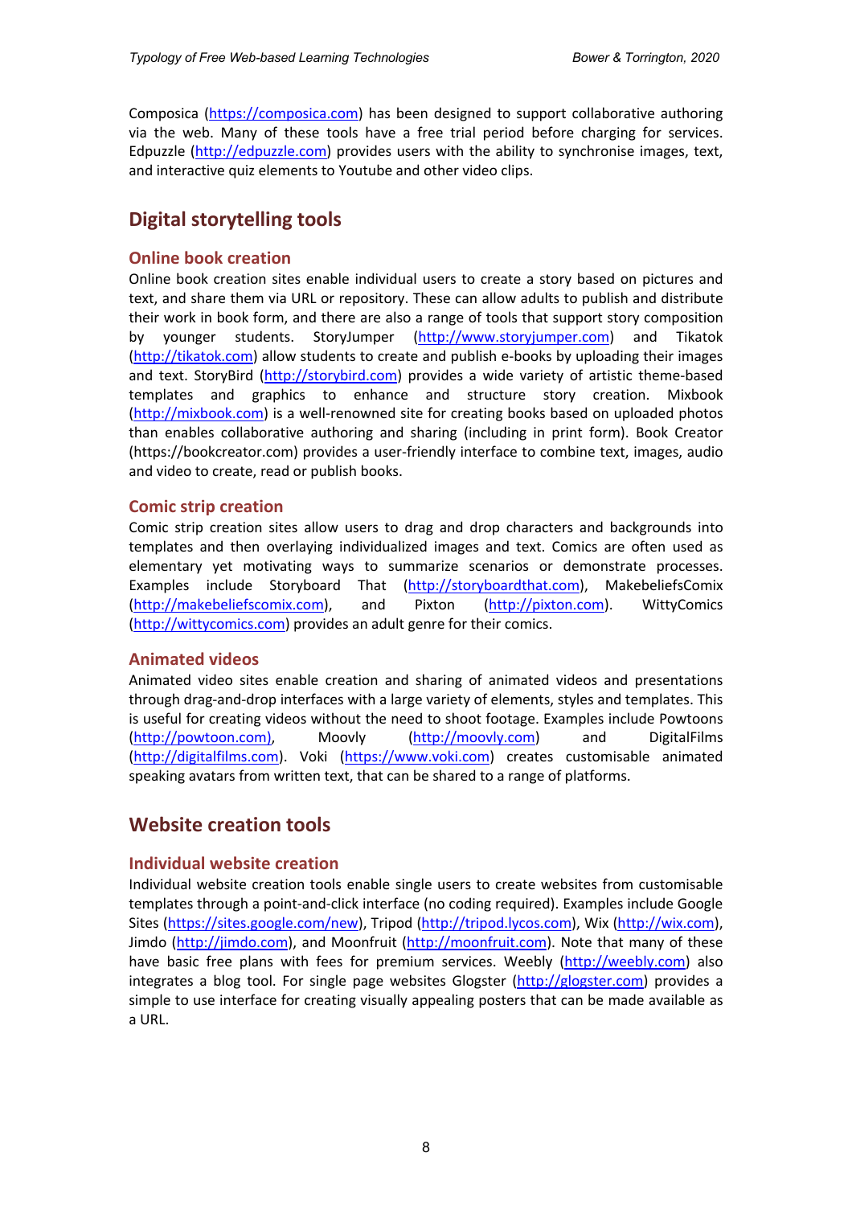Composica (https://composica.com) has been designed to support collaborative authoring via the web. Many of these tools have a free trial period before charging for services. Edpuzzle (http://edpuzzle.com) provides users with the ability to synchronise images, text, and interactive quiz elements to Youtube and other video clips.

## Digital storytelling tools

### Online book creation

Online book creation sites enable individual users to create a story based on pictures and text, and share them via URL or repository. These can allow adults to publish and distribute their work in book form, and there are also a range of tools that support story composition by younger students. StoryJumper (http://www.storyjumper.com) and Tikatok (http://tikatok.com) allow students to create and publish e-books by uploading their images and text. StoryBird (http://storybird.com) provides a wide variety of artistic theme-based templates and graphics to enhance and structure story creation. Mixbook (http://mixbook.com) is a well-renowned site for creating books based on uploaded photos than enables collaborative authoring and sharing (including in print form). Book Creator (https://bookcreator.com) provides a user-friendly interface to combine text, images, audio and video to create, read or publish books.

### Comic strip creation

Comic strip creation sites allow users to drag and drop characters and backgrounds into templates and then overlaying individualized images and text. Comics are often used as elementary yet motivating ways to summarize scenarios or demonstrate processes. Examples include Storyboard That (http://storyboardthat.com), MakebeliefsComix (http://makebeliefscomix.com), and Pixton (http://pixton.com). WittyComics (http://wittycomics.com) provides an adult genre for their comics.

### Animated videos

Animated video sites enable creation and sharing of animated videos and presentations through drag-and-drop interfaces with a large variety of elements, styles and templates. This is useful for creating videos without the need to shoot footage. Examples include Powtoons (http://powtoon.com), Moovly (http://moovly.com) and DigitalFilms (http://digitalfilms.com). Voki (https://www.voki.com) creates customisable animated speaking avatars from written text, that can be shared to a range of platforms.

## Website creation tools

### Individual website creation

Individual website creation tools enable single users to create websites from customisable templates through a point-and-click interface (no coding required). Examples include Google Sites (https://sites.google.com/new), Tripod (http://tripod.lycos.com), Wix (http://wix.com), Jimdo (http://jimdo.com), and Moonfruit (http://moonfruit.com). Note that many of these have basic free plans with fees for premium services. Weebly (http://weebly.com) also integrates a blog tool. For single page websites Glogster (http://glogster.com) provides a simple to use interface for creating visually appealing posters that can be made available as a URL.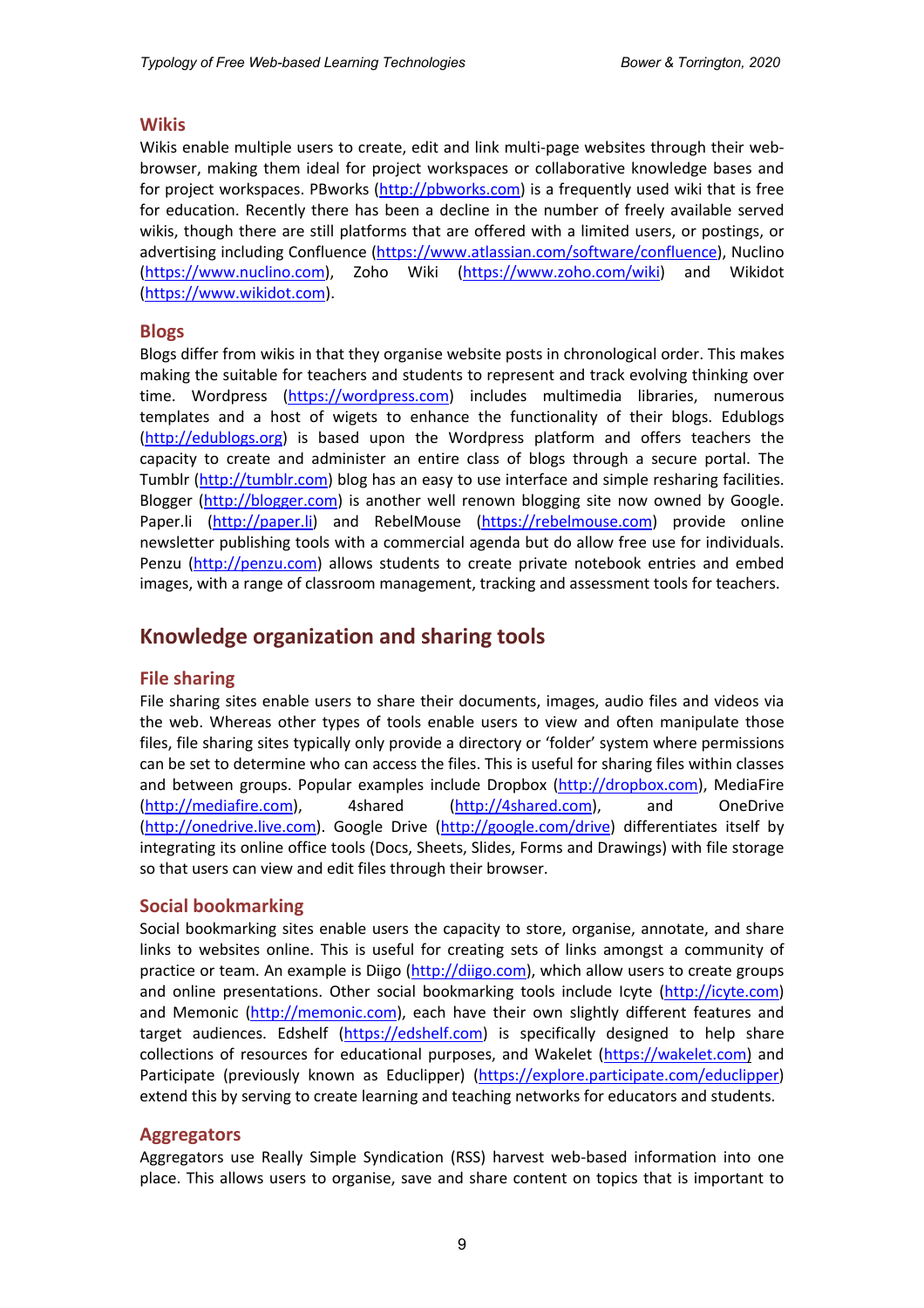### Wikis

Wikis enable multiple users to create, edit and link multi-page websites through their web-browser, making them ideal for project workspaces or collaborative knowledge bases and for project workspaces. PBworks (http://pbworks.com) is a frequently used wiki that is free for education. Recently there has been a decline in the number of freely available served wikis, though there are still platforms that are offered with a limited users, or postings, or advertising including Confluence (https://www.atlassian.com/software/confluence), Nuclino (https://www.nuclino.com), Zoho Wiki (https://www.zoho.com/wiki) and Wikidot (https://www.wikidot.com).

### Blogs

Blogs differ from wikis in that they organise website posts in chronological order. This makes making the suitable for teachers and students to represent and track evolving thinking over time. Wordpress (https://wordpress.com) includes multimedia libraries, numerous templates and a host of wigets to enhance the functionality of their blogs. Edublogs (http://edublogs.org) is based upon the Wordpress platform and offers teachers the capacity to create and administer an entire class of blogs through a secure portal. The Tumblr (http://tumblr.com) blog has an easy to use interface and simple resharing facilities. Blogger (http://blogger.com) is another well renown blogging site now owned by Google. Paper.li (http://paper.li) and RebelMouse (https://rebelmouse.com) provide online newsletter publishing tools with a commercial agenda but do allow free use for individuals. Penzu (http://penzu.com) allows students to create private notebook entries and embed images, with a range of classroom management, tracking and assessment tools for teachers.

## Knowledge organization and sharing tools

### File sharing

File sharing sites enable users to share their documents, images, audio files and videos via the web. Whereas other types of tools enable users to view and often manipulate those files, file sharing sites typically only provide a directory or 'folder' system where permissions can be set to determine who can access the files. This is useful for sharing files within classes and between groups. Popular examples include Dropbox (http://dropbox.com), MediaFire (http://mediafire.com), 4shared (http://4shared.com), and OneDrive (http://onedrive.live.com). Google Drive (http://google.com/drive) differentiates itself by integrating its online office tools (Docs, Sheets, Slides, Forms and Drawings) with file storage so that users can view and edit files through their browser.

### Social bookmarking

Social bookmarking sites enable users the capacity to store, organise, annotate, and share links to websites online. This is useful for creating sets of links amongst a community of practice or team. An example is Diigo (http://diigo.com), which allow users to create groups and online presentations. Other social bookmarking tools include Icyte (http://icyte.com) and Memonic (http://memonic.com), each have their own slightly different features and target audiences. Edshelf (https://edshelf.com) is specifically designed to help share collections of resources for educational purposes, and Wakelet (https://wakelet.com) and Participate (previously known as Educlipper) (https://explore.participate.com/educlipper) extend this by serving to create learning and teaching networks for educators and students.

### Aggregators

Aggregators use Really Simple Syndication (RSS) harvest web-based information into one place. This allows users to organise, save and share content on topics that is important to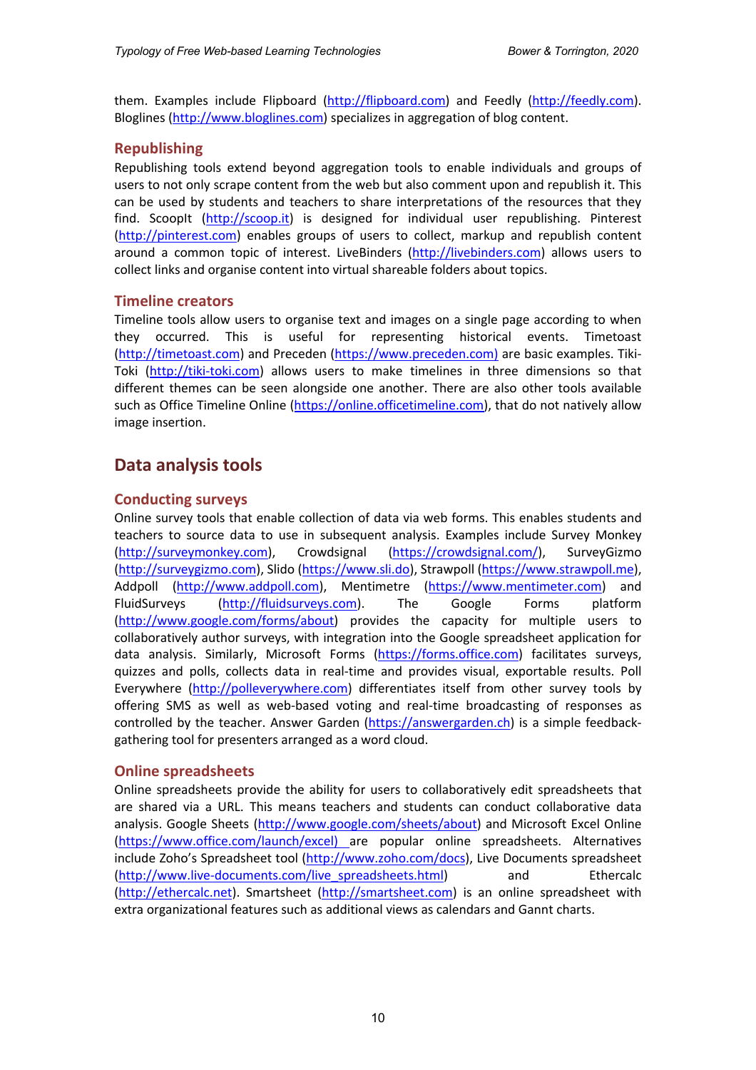them. Examples include Flipboard (http://flipboard.com) and Feedly (http://feedly.com). Bloglines (http://www.bloglines.com) specializes in aggregation of blog content.

### Republishing

Republishing tools extend beyond aggregation tools to enable individuals and groups of users to not only scrape content from the web but also comment upon and republish it. This can be used by students and teachers to share interpretations of the resources that they find. ScoopIt (http://scoop.it) is designed for individual user republishing. Pinterest (http://pinterest.com) enables groups of users to collect, markup and republish content around a common topic of interest. LiveBinders (http://livebinders.com) allows users to collect links and organise content into virtual shareable folders about topics.

### Timeline creators

Timeline tools allow users to organise text and images on a single page according to when they occurred. This is useful for representing historical events. Timetoast (http://timetoast.com) and Preceden (https://www.preceden.com) are basic examples. Tiki-Toki (http://tiki-toki.com) allows users to make timelines in three dimensions so that different themes can be seen alongside one another. There are also other tools available such as Office Timeline Online (https://online.officetimeline.com), that do not natively allow image insertion.

## Data analysis tools

### Conducting surveys

Online survey tools that enable collection of data via web forms. This enables students and teachers to source data to use in subsequent analysis. Examples include Survey Monkey (http://surveymonkey.com), Crowdsignal (https://crowdsignal.com/), SurveyGizmo (http://surveygizmo.com), Slido (https://www.sli.do), Strawpoll (https://www.strawpoll.me), Addpoll (http://www.addpoll.com), Mentimetre (https://www.mentimeter.com) and FluidSurveys (http://fluidsurveys.com). The Google Forms platform (http://www.google.com/forms/about) provides the capacity for multiple users to collaboratively author surveys, with integration into the Google spreadsheet application for data analysis. Similarly, Microsoft Forms (https://forms.office.com) facilitates surveys, quizzes and polls, collects data in real-time and provides visual, exportable results. Poll Everywhere (http://polleverywhere.com) differentiates itself from other survey tools by offering SMS as well as web-based voting and real-time broadcasting of responses as controlled by the teacher. Answer Garden (https://answergarden.ch) is a simple feedback-gathering tool for presenters arranged as a word cloud.

### Online spreadsheets

Online spreadsheets provide the ability for users to collaboratively edit spreadsheets that are shared via a URL. This means teachers and students can conduct collaborative data analysis. Google Sheets (http://www.google.com/sheets/about) and Microsoft Excel Online (https://www.office.com/launch/excel) are popular online spreadsheets. Alternatives include Zoho's Spreadsheet tool (http://www.zoho.com/docs), Live Documents spreadsheet (http://www.live-documents.com/live_spreadsheets.html) and Ethercalc (http://ethercalc.net). Smartsheet (http://smartsheet.com) is an online spreadsheet with extra organizational features such as additional views as calendars and Gannt charts.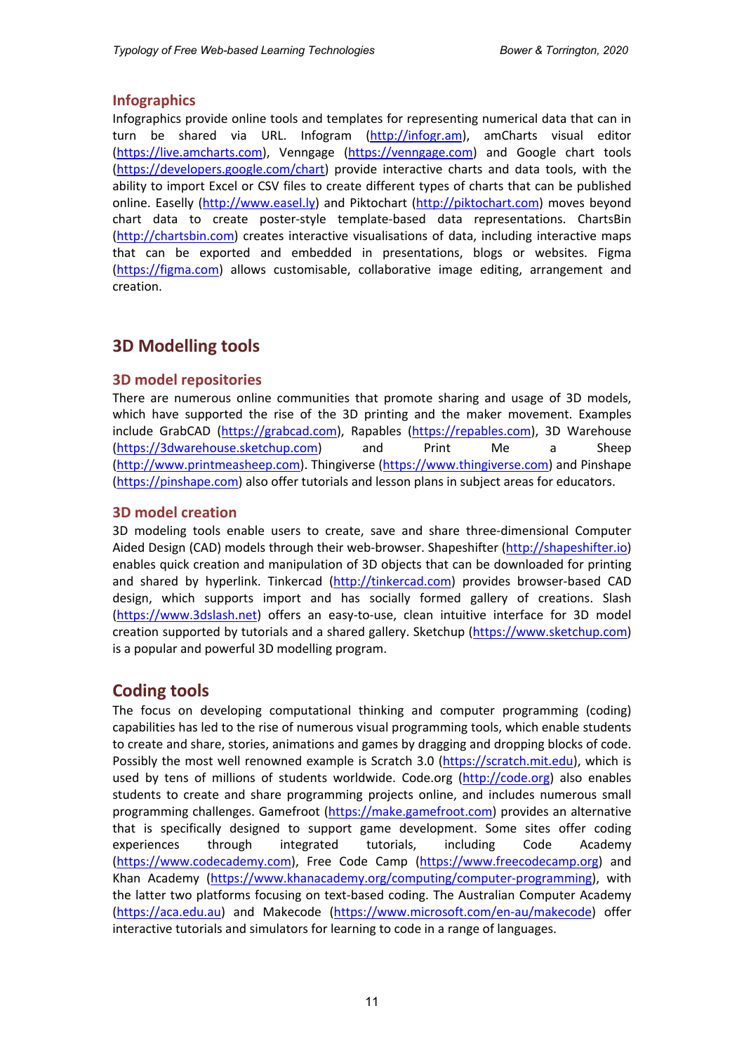### Infographics

Infographics provide online tools and templates for representing numerical data that can in turn be shared via URL. Infogram (http://infogr.am), amCharts visual editor (https://live.amcharts.com), Venngage (https://venngage.com) and Google chart tools (https://developers.google.com/chart) provide interactive charts and data tools, with the ability to import Excel or CSV files to create different types of charts that can be published online. Easelly (http://www.easel.ly) and Piktochart (http://piktochart.com) moves beyond chart data to create poster-style template-based data representations. ChartsBin (http://chartsbin.com) creates interactive visualisations of data, including interactive maps that can be exported and embedded in presentations, blogs or websites. Figma (https://figma.com) allows customisable, collaborative image editing, arrangement and creation.

## 3D Modelling tools

### 3D model repositories

There are numerous online communities that promote sharing and usage of 3D models, which have supported the rise of the 3D printing and the maker movement. Examples include GrabCAD (https://grabcad.com), Rapables (https://repables.com), 3D Warehouse (https://3dwarehouse.sketchup.com) and Print Me a Sheep (http://www.printmeasheep.com). Thingiverse (https://www.thingiverse.com) and Pinshape (https://pinshape.com) also offer tutorials and lesson plans in subject areas for educators.

### 3D model creation

3D modeling tools enable users to create, save and share three-dimensional Computer Aided Design (CAD) models through their web-browser. Shapeshifter (http://shapeshifter.io) enables quick creation and manipulation of 3D objects that can be downloaded for printing and shared by hyperlink. Tinkercad (http://tinkercad.com) provides browser-based CAD design, which supports import and has socially formed gallery of creations. Slash (https://www.3dslash.net) offers an easy-to-use, clean intuitive interface for 3D model creation supported by tutorials and a shared gallery. Sketchup (https://www.sketchup.com) is a popular and powerful 3D modelling program.

## Coding tools

The focus on developing computational thinking and computer programming (coding) capabilities has led to the rise of numerous visual programming tools, which enable students to create and share, stories, animations and games by dragging and dropping blocks of code. Possibly the most well renowned example is Scratch 3.0 (https://scratch.mit.edu), which is used by tens of millions of students worldwide. Code.org (http://code.org) also enables students to create and share programming projects online, and includes numerous small programming challenges. Gamefroot (https://make.gamefroot.com) provides an alternative that is specifically designed to support game development. Some sites offer coding experiences through integrated tutorials, including Code Academy (https://www.codecademy.com), Free Code Camp (https://www.freecodecamp.org) and Khan Academy (https://www.khanacademy.org/computing/computer-programming), with the latter two platforms focusing on text-based coding. The Australian Computer Academy (https://aca.edu.au) and Makecode (https://www.microsoft.com/en-au/makecode) offer interactive tutorials and simulators for learning to code in a range of languages.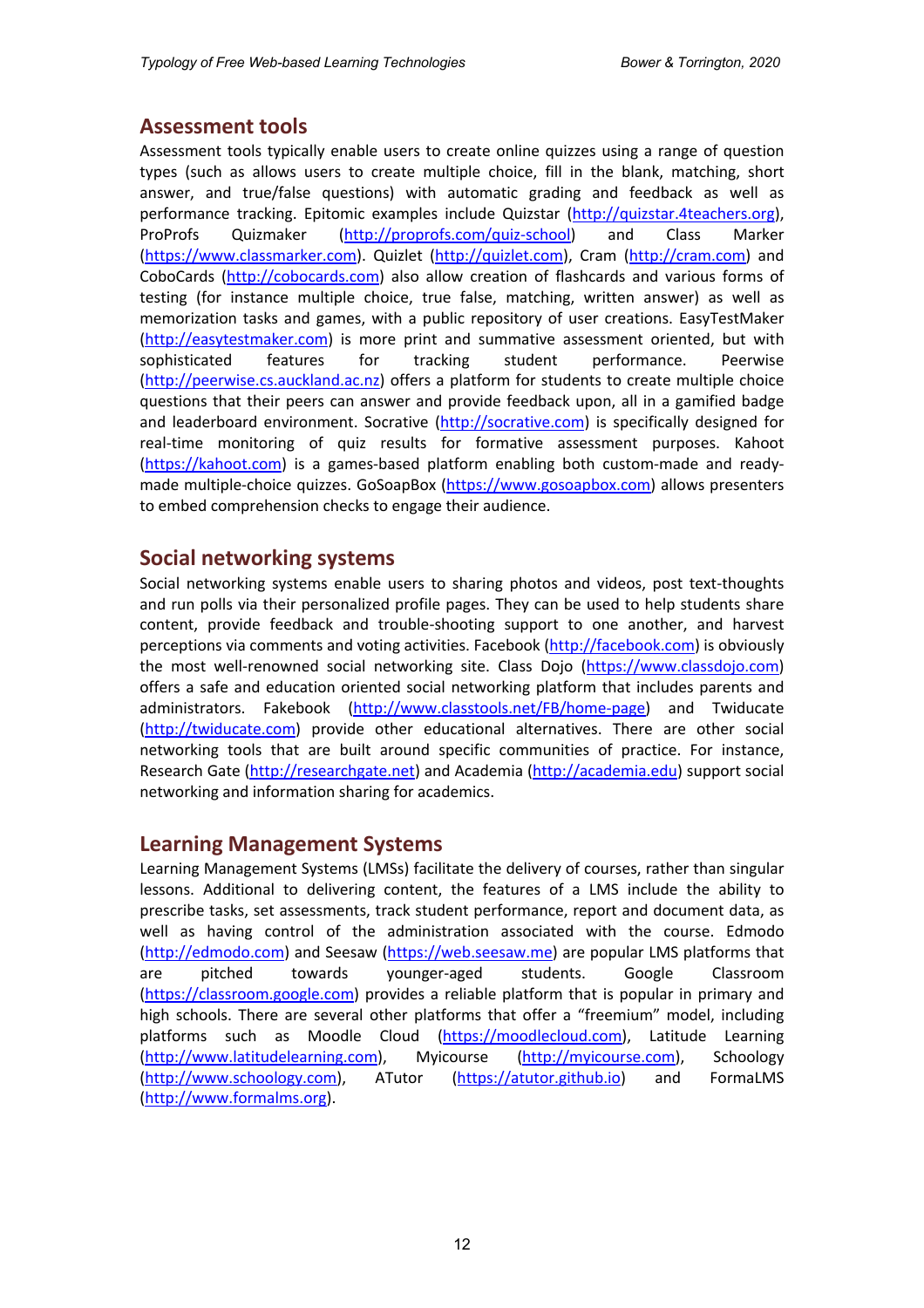## Assessment tools

Assessment tools typically enable users to create online quizzes using a range of question types (such as allows users to create multiple choice, fill in the blank, matching, short answer, and true/false questions) with automatic grading and feedback as well as performance tracking. Epitomic examples include Quizstar (http://quizstar.4teachers.org), ProProfs Quizmaker (http://proprofs.com/quiz-school) and Class Marker (https://www.classmarker.com). Quizlet (http://quizlet.com), Cram (http://cram.com) and CoboCards (http://cobocards.com) also allow creation of flashcards and various forms of testing (for instance multiple choice, true false, matching, written answer) as well as memorization tasks and games, with a public repository of user creations. EasyTestMaker (http://easytestmaker.com) is more print and summative assessment oriented, but with sophisticated features for tracking student performance. Peerwise (http://peerwise.cs.auckland.ac.nz) offers a platform for students to create multiple choice questions that their peers can answer and provide feedback upon, all in a gamified badge and leaderboard environment. Socrative (http://socrative.com) is specifically designed for real-time monitoring of quiz results for formative assessment purposes. Kahoot (https://kahoot.com) is a games-based platform enabling both custom-made and ready-made multiple-choice quizzes. GoSoapBox (https://www.gosoapbox.com) allows presenters to embed comprehension checks to engage their audience.

## Social networking systems

Social networking systems enable users to sharing photos and videos, post text-thoughts and run polls via their personalized profile pages. They can be used to help students share content, provide feedback and trouble-shooting support to one another, and harvest perceptions via comments and voting activities. Facebook (http://facebook.com) is obviously the most well-renowned social networking site. Class Dojo (https://www.classdojo.com) offers a safe and education oriented social networking platform that includes parents and administrators. Fakebook (http://www.classtools.net/FB/home-page) and Twiducate (http://twiducate.com) provide other educational alternatives. There are other social networking tools that are built around specific communities of practice. For instance, Research Gate (http://researchgate.net) and Academia (http://academia.edu) support social networking and information sharing for academics.

## Learning Management Systems

Learning Management Systems (LMSs) facilitate the delivery of courses, rather than singular lessons. Additional to delivering content, the features of a LMS include the ability to prescribe tasks, set assessments, track student performance, report and document data, as well as having control of the administration associated with the course. Edmodo (http://edmodo.com) and Seesaw (https://web.seesaw.me) are popular LMS platforms that are pitched towards younger-aged students. Google Classroom (https://classroom.google.com) provides a reliable platform that is popular in primary and high schools. There are several other platforms that offer a "freemium" model, including platforms such as Moodle Cloud (https://moodlecloud.com), Latitude Learning (http://www.latitudelearning.com), Myicourse (http://myicourse.com), Schoology (http://www.schoology.com), ATutor (https://atutor.github.io) and FormaLMS (http://www.formalms.org).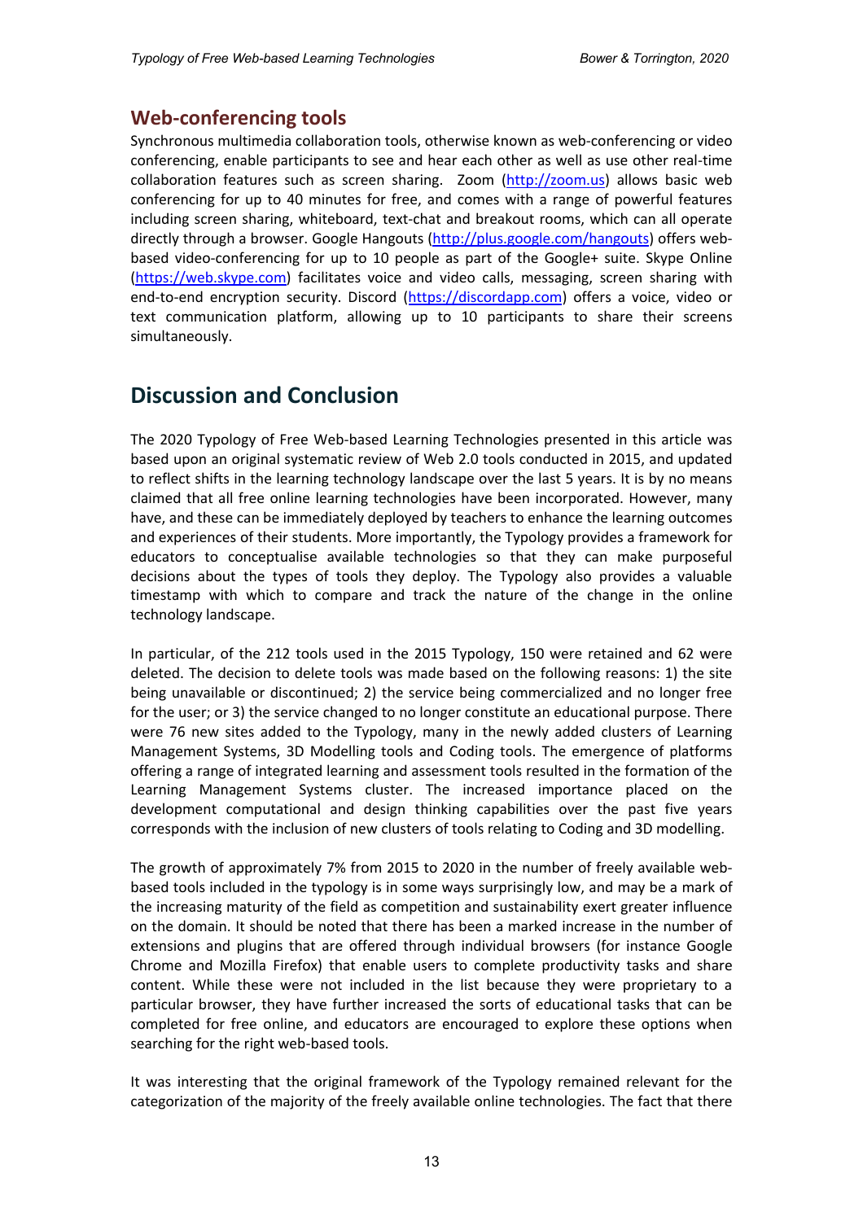### Web-conferencing tools

Synchronous multimedia collaboration tools, otherwise known as web-conferencing or video conferencing, enable participants to see and hear each other as well as use other real-time collaboration features such as screen sharing. Zoom (http://zoom.us) allows basic web conferencing for up to 40 minutes for free, and comes with a range of powerful features including screen sharing, whiteboard, text-chat and breakout rooms, which can all operate directly through a browser. Google Hangouts (http://plus.google.com/hangouts) offers web-based video-conferencing for up to 10 people as part of the Google+ suite. Skype Online (https://web.skype.com) facilitates voice and video calls, messaging, screen sharing with end-to-end encryption security. Discord (https://discordapp.com) offers a voice, video or text communication platform, allowing up to 10 participants to share their screens simultaneously.

## Discussion and Conclusion

The 2020 Typology of Free Web-based Learning Technologies presented in this article was based upon an original systematic review of Web 2.0 tools conducted in 2015, and updated to reflect shifts in the learning technology landscape over the last 5 years. It is by no means claimed that all free online learning technologies have been incorporated. However, many have, and these can be immediately deployed by teachers to enhance the learning outcomes and experiences of their students. More importantly, the Typology provides a framework for educators to conceptualise available technologies so that they can make purposeful decisions about the types of tools they deploy. The Typology also provides a valuable timestamp with which to compare and track the nature of the change in the online technology landscape.

In particular, of the 212 tools used in the 2015 Typology, 150 were retained and 62 were deleted. The decision to delete tools was made based on the following reasons: 1) the site being unavailable or discontinued; 2) the service being commercialized and no longer free for the user; or 3) the service changed to no longer constitute an educational purpose. There were 76 new sites added to the Typology, many in the newly added clusters of Learning Management Systems, 3D Modelling tools and Coding tools. The emergence of platforms offering a range of integrated learning and assessment tools resulted in the formation of the Learning Management Systems cluster. The increased importance placed on the development computational and design thinking capabilities over the past five years corresponds with the inclusion of new clusters of tools relating to Coding and 3D modelling.

The growth of approximately 7% from 2015 to 2020 in the number of freely available web-based tools included in the typology is in some ways surprisingly low, and may be a mark of the increasing maturity of the field as competition and sustainability exert greater influence on the domain. It should be noted that there has been a marked increase in the number of extensions and plugins that are offered through individual browsers (for instance Google Chrome and Mozilla Firefox) that enable users to complete productivity tasks and share content. While these were not included in the list because they were proprietary to a particular browser, they have further increased the sorts of educational tasks that can be completed for free online, and educators are encouraged to explore these options when searching for the right web-based tools.

It was interesting that the original framework of the Typology remained relevant for the categorization of the majority of the freely available online technologies. The fact that there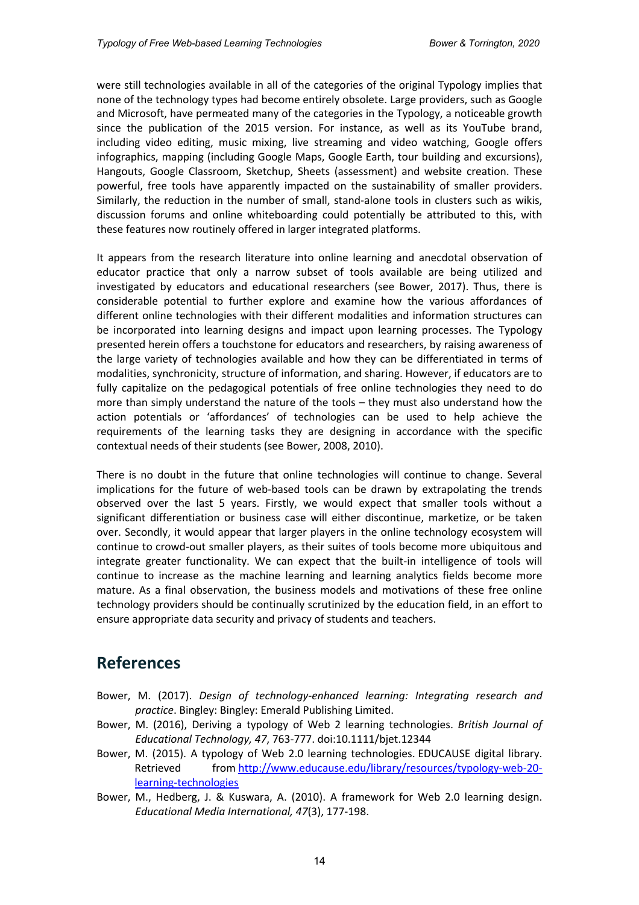were still technologies available in all of the categories of the original Typology implies that none of the technology types had become entirely obsolete. Large providers, such as Google and Microsoft, have permeated many of the categories in the Typology, a noticeable growth since the publication of the 2015 version. For instance, as well as its YouTube brand, including video editing, music mixing, live streaming and video watching, Google offers infographics, mapping (including Google Maps, Google Earth, tour building and excursions), Hangouts, Google Classroom, Sketchup, Sheets (assessment) and website creation. These powerful, free tools have apparently impacted on the sustainability of smaller providers. Similarly, the reduction in the number of small, stand-alone tools in clusters such as wikis, discussion forums and online whiteboarding could potentially be attributed to this, with these features now routinely offered in larger integrated platforms.

It appears from the research literature into online learning and anecdotal observation of educator practice that only a narrow subset of tools available are being utilized and investigated by educators and educational researchers (see Bower, 2017). Thus, there is considerable potential to further explore and examine how the various affordances of different online technologies with their different modalities and information structures can be incorporated into learning designs and impact upon learning processes. The Typology presented herein offers a touchstone for educators and researchers, by raising awareness of the large variety of technologies available and how they can be differentiated in terms of modalities, synchronicity, structure of information, and sharing. However, if educators are to fully capitalize on the pedagogical potentials of free online technologies they need to do more than simply understand the nature of the tools – they must also understand how the action potentials or 'affordances' of technologies can be used to help achieve the requirements of the learning tasks they are designing in accordance with the specific contextual needs of their students (see Bower, 2008, 2010).

There is no doubt in the future that online technologies will continue to change. Several implications for the future of web-based tools can be drawn by extrapolating the trends observed over the last 5 years. Firstly, we would expect that smaller tools without a significant differentiation or business case will either discontinue, marketize, or be taken over. Secondly, it would appear that larger players in the online technology ecosystem will continue to crowd-out smaller players, as their suites of tools become more ubiquitous and integrate greater functionality. We can expect that the built-in intelligence of tools will continue to increase as the machine learning and learning analytics fields become more mature. As a final observation, the business models and motivations of these free online technology providers should be continually scrutinized by the education field, in an effort to ensure appropriate data security and privacy of students and teachers.

## References

Bower, M. (2017). *Design of technology-enhanced learning: Integrating research and practice*. Bingley: Bingley: Emerald Publishing Limited.

Bower, M. (2016), Deriving a typology of Web 2 learning technologies. *British Journal of Educational Technology, 47*, 763-777. doi:10.1111/bjet.12344

Bower, M. (2015). A typology of Web 2.0 learning technologies. EDUCAUSE digital library. Retrieved from http://www.educause.edu/library/resources/typology-web-20-learning-technologies

Bower, M., Hedberg, J. & Kuswara, A. (2010). A framework for Web 2.0 learning design. *Educational Media International, 47*(3), 177-198.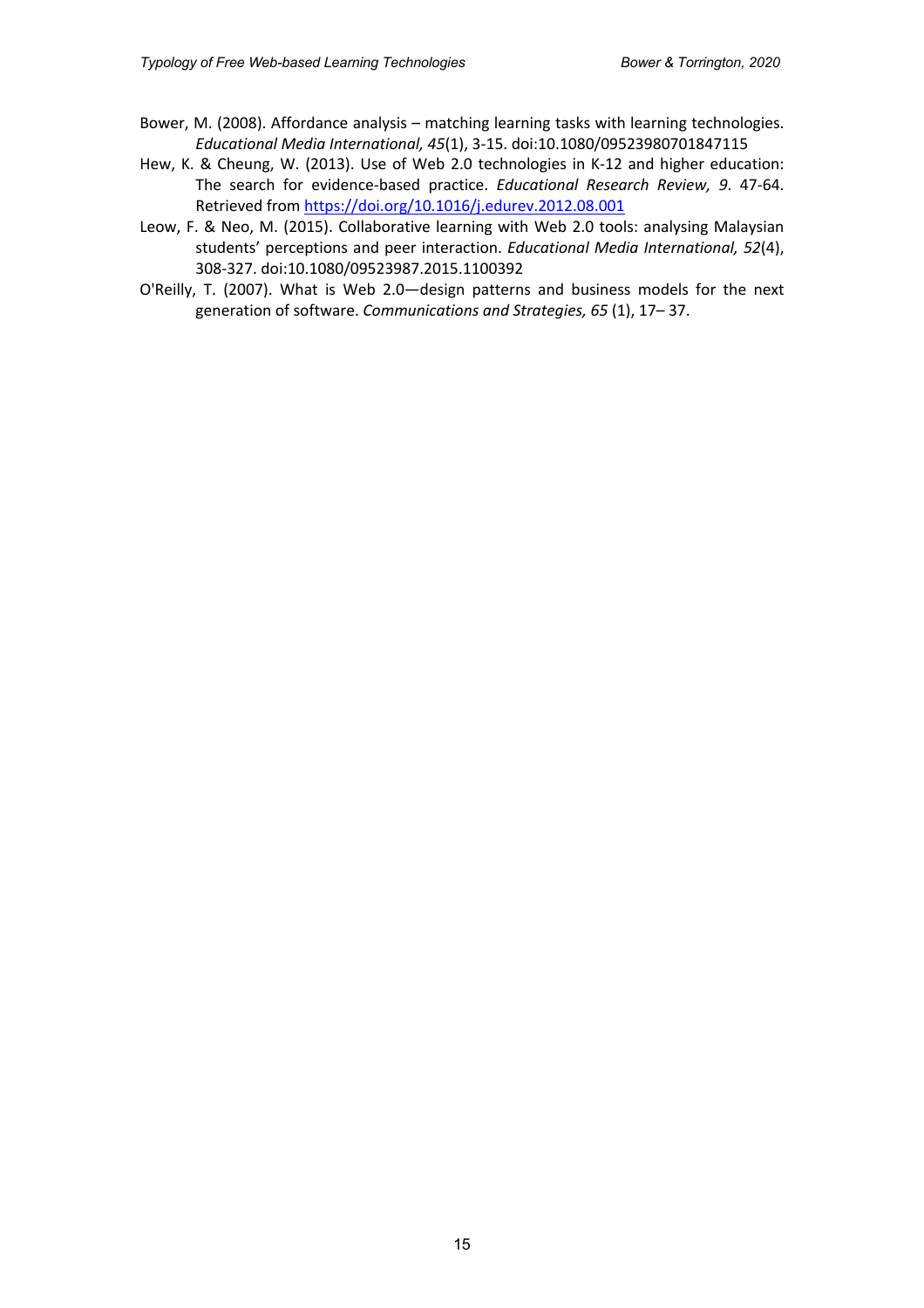Bower, M. (2008). Affordance analysis – matching learning tasks with learning technologies. *Educational Media International, 45*(1), 3-15. doi:10.1080/09523980701847115

Hew, K. & Cheung, W. (2013). Use of Web 2.0 technologies in K-12 and higher education: The search for evidence-based practice. *Educational Research Review, 9*. 47-64. Retrieved from https://doi.org/10.1016/j.edurev.2012.08.001

Leow, F. & Neo, M. (2015). Collaborative learning with Web 2.0 tools: analysing Malaysian students' perceptions and peer interaction. *Educational Media International, 52*(4), 308-327. doi:10.1080/09523987.2015.1100392

O'Reilly, T. (2007). What is Web 2.0—design patterns and business models for the next generation of software. *Communications and Strategies, 65* (1), 17– 37.